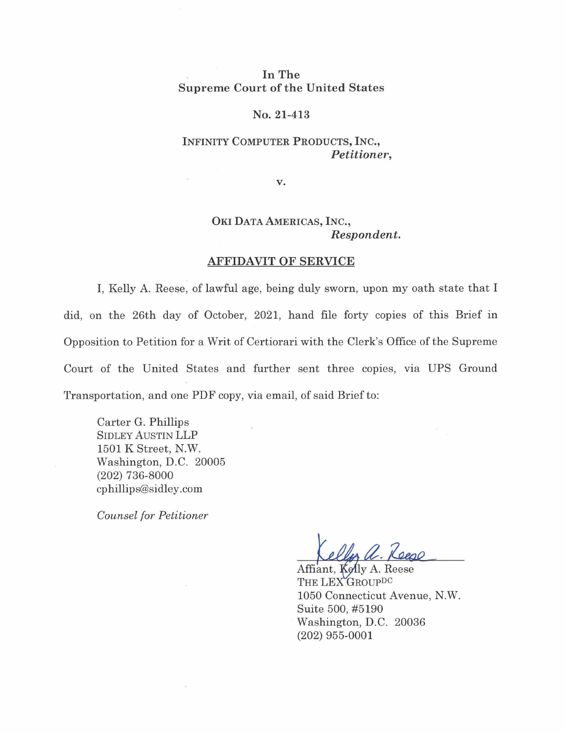In The
Supreme Court of the United States

No. 21-413

INFINITY COMPUTER PRODUCTS, INC.,
*Petitioner*,

v.

OKI DATA AMERICAS, INC.,
*Respondent.*

## AFFIDAVIT OF SERVICE

I, Kelly A. Reese, of lawful age, being duly sworn, upon my oath state that I did, on the 26th day of October, 2021, hand file forty copies of this Brief in Opposition to Petition for a Writ of Certiorari with the Clerk's Office of the Supreme Court of the United States and further sent three copies, via UPS Ground Transportation, and one PDF copy, via email, of said Brief to:

Carter G. Phillips
SIDLEY AUSTIN LLP
1501 K Street, N.W.
Washington, D.C. 20005
(202) 736-8000
cphillips@sidley.com

*Counsel for Petitioner*

Kelly A. Reese
Affiant, Kelly A. Reese
THE LEX GROUP DC
1050 Connecticut Avenue, N.W.
Suite 500, #5190
Washington, D.C. 20036
(202) 955-0001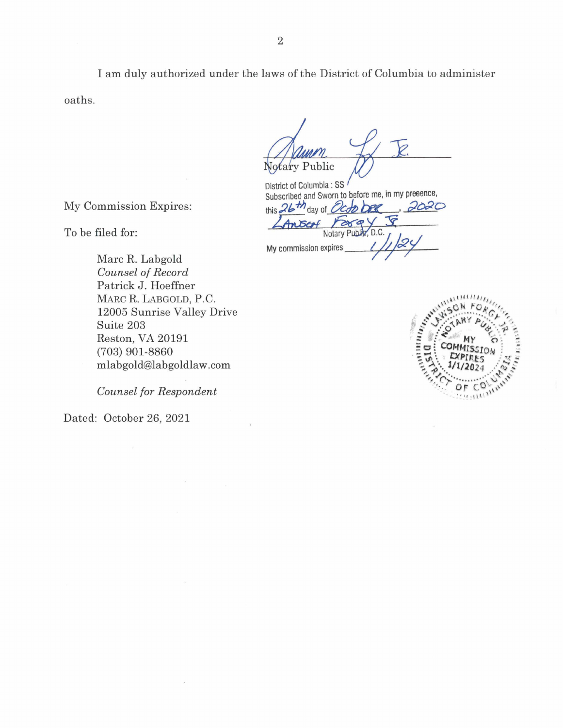I am duly authorized under the laws of the District of Columbia to administer oaths.

Notary Public

District of Columbia : SS
Subscribed and Sworn to before me, in my presence,
this 26th day of October, 2020
Lawson Forgy Jr.
Notary Public, D.C.
My commission expires 1/1/24

LAWSON FORGY JR.
NOTARY PUBLIC
MY COMMISSION EXPIRES 1/1/2024
DISTRICT OF COLUMBIA

My Commission Expires:

To be filed for:

Marc R. Labgold
*Counsel of Record*
Patrick J. Hoeffner
MARC R. LABGOLD, P.C.
12005 Sunrise Valley Drive
Suite 203
Reston, VA 20191
(703) 901-8860
mlabgold@labgoldlaw.com

*Counsel for Respondent*

Dated: October 26, 2021